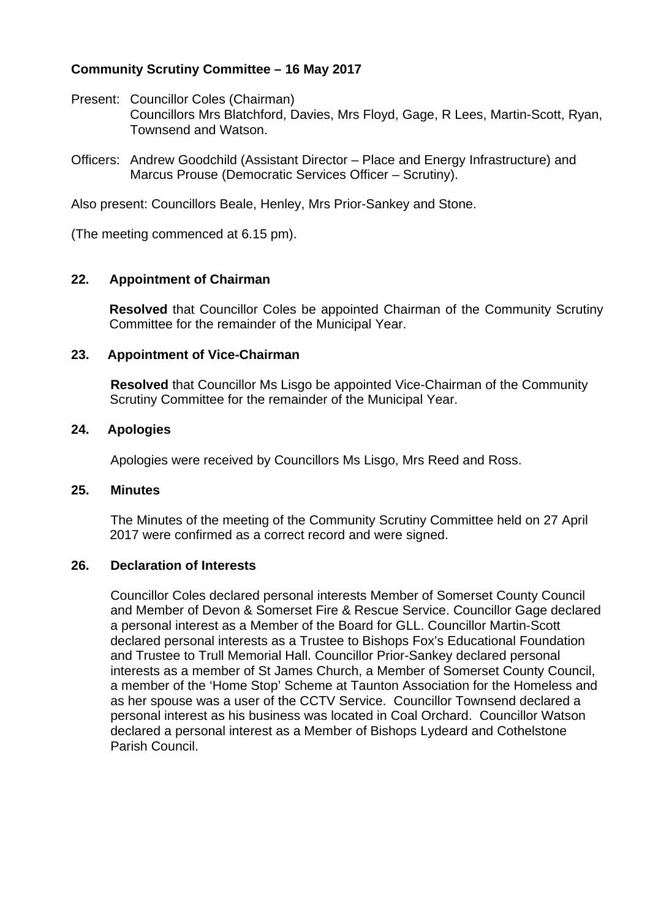**Community Scrutiny Committee – 16 May 2017**

Present: Councillor Coles (Chairman)
Councillors Mrs Blatchford, Davies, Mrs Floyd, Gage, R Lees, Martin-Scott, Ryan, Townsend and Watson.

Officers: Andrew Goodchild (Assistant Director – Place and Energy Infrastructure) and Marcus Prouse (Democratic Services Officer – Scrutiny).

Also present: Councillors Beale, Henley, Mrs Prior-Sankey and Stone.

(The meeting commenced at 6.15 pm).

**22. Appointment of Chairman**

**Resolved** that Councillor Coles be appointed Chairman of the Community Scrutiny Committee for the remainder of the Municipal Year.

**23. Appointment of Vice-Chairman**

**Resolved** that Councillor Ms Lisgo be appointed Vice-Chairman of the Community Scrutiny Committee for the remainder of the Municipal Year.

**24. Apologies**

Apologies were received by Councillors Ms Lisgo, Mrs Reed and Ross.

**25. Minutes**

The Minutes of the meeting of the Community Scrutiny Committee held on 27 April 2017 were confirmed as a correct record and were signed.

**26. Declaration of Interests**

Councillor Coles declared personal interests Member of Somerset County Council and Member of Devon & Somerset Fire & Rescue Service. Councillor Gage declared a personal interest as a Member of the Board for GLL. Councillor Martin-Scott declared personal interests as a Trustee to Bishops Fox's Educational Foundation and Trustee to Trull Memorial Hall. Councillor Prior-Sankey declared personal interests as a member of St James Church, a Member of Somerset County Council, a member of the 'Home Stop' Scheme at Taunton Association for the Homeless and as her spouse was a user of the CCTV Service. Councillor Townsend declared a personal interest as his business was located in Coal Orchard. Councillor Watson declared a personal interest as a Member of Bishops Lydeard and Cothelstone Parish Council.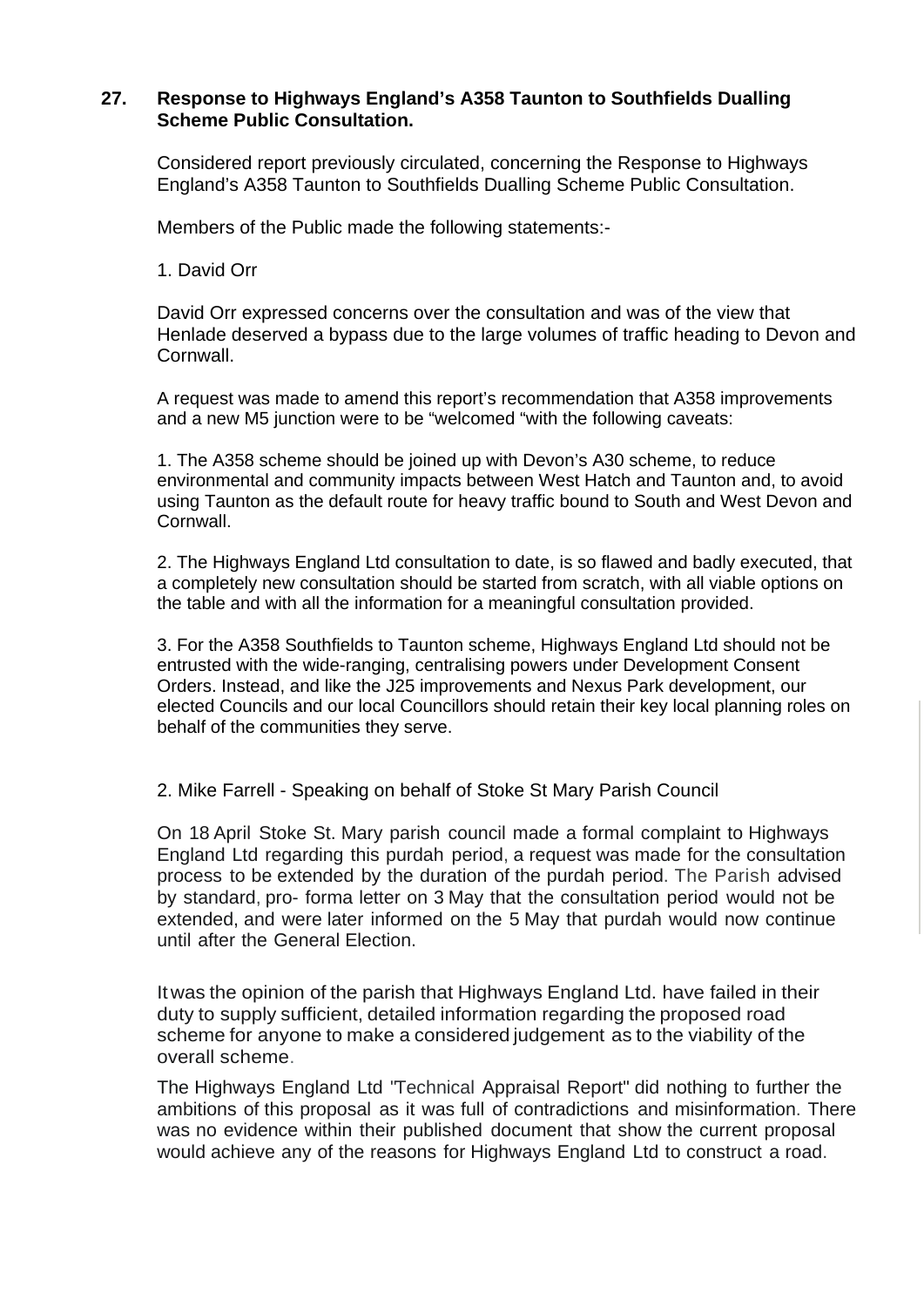## 27. Response to Highways England's A358 Taunton to Southfields Dualling Scheme Public Consultation.

Considered report previously circulated, concerning the Response to Highways England's A358 Taunton to Southfields Dualling Scheme Public Consultation.

Members of the Public made the following statements:-

1. David Orr

David Orr expressed concerns over the consultation and was of the view that Henlade deserved a bypass due to the large volumes of traffic heading to Devon and Cornwall.

A request was made to amend this report's recommendation that A358 improvements and a new M5 junction were to be "welcomed "with the following caveats:

1. The A358 scheme should be joined up with Devon's A30 scheme, to reduce environmental and community impacts between West Hatch and Taunton and, to avoid using Taunton as the default route for heavy traffic bound to South and West Devon and Cornwall.

2. The Highways England Ltd consultation to date, is so flawed and badly executed, that a completely new consultation should be started from scratch, with all viable options on the table and with all the information for a meaningful consultation provided.

3. For the A358 Southfields to Taunton scheme, Highways England Ltd should not be entrusted with the wide-ranging, centralising powers under Development Consent Orders. Instead, and like the J25 improvements and Nexus Park development, our elected Councils and our local Councillors should retain their key local planning roles on behalf of the communities they serve.

2. Mike Farrell - Speaking on behalf of Stoke St Mary Parish Council

On 18 April Stoke St. Mary parish council made a formal complaint to Highways England Ltd regarding this purdah period, a request was made for the consultation process to be extended by the duration of the purdah period. The Parish advised by standard, pro- forma letter on 3 May that the consultation period would not be extended, and were later informed on the 5 May that purdah would now continue until after the General Election.

It was the opinion of the parish that Highways England Ltd. have failed in their duty to supply sufficient, detailed information regarding the proposed road scheme for anyone to make a considered judgement as to the viability of the overall scheme.

The Highways England Ltd "Technical Appraisal Report" did nothing to further the ambitions of this proposal as it was full of contradictions and misinformation. There was no evidence within their published document that show the current proposal would achieve any of the reasons for Highways England Ltd to construct a road.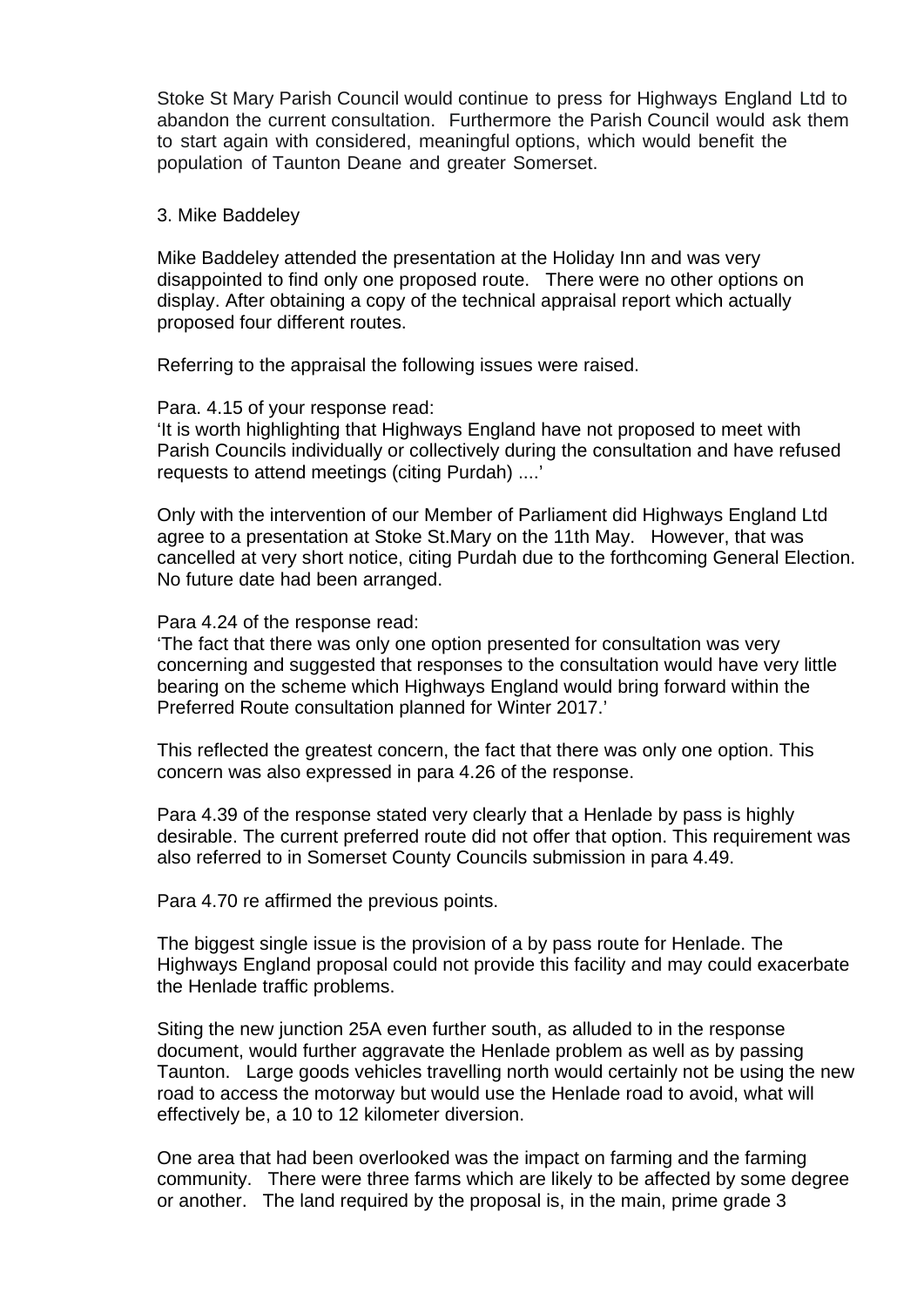Stoke St Mary Parish Council would continue to press for Highways England Ltd to abandon the current consultation. Furthermore the Parish Council would ask them to start again with considered, meaningful options, which would benefit the population of Taunton Deane and greater Somerset.

3. Mike Baddeley

Mike Baddeley attended the presentation at the Holiday Inn and was very disappointed to find only one proposed route. There were no other options on display. After obtaining a copy of the technical appraisal report which actually proposed four different routes.

Referring to the appraisal the following issues were raised.

Para. 4.15 of your response read:
'It is worth highlighting that Highways England have not proposed to meet with Parish Councils individually or collectively during the consultation and have refused requests to attend meetings (citing Purdah) ....'

Only with the intervention of our Member of Parliament did Highways England Ltd agree to a presentation at Stoke St.Mary on the 11th May. However, that was cancelled at very short notice, citing Purdah due to the forthcoming General Election. No future date had been arranged.

Para 4.24 of the response read:
'The fact that there was only one option presented for consultation was very concerning and suggested that responses to the consultation would have very little bearing on the scheme which Highways England would bring forward within the Preferred Route consultation planned for Winter 2017.'

This reflected the greatest concern, the fact that there was only one option. This concern was also expressed in para 4.26 of the response.

Para 4.39 of the response stated very clearly that a Henlade by pass is highly desirable. The current preferred route did not offer that option. This requirement was also referred to in Somerset County Councils submission in para 4.49.

Para 4.70 re affirmed the previous points.

The biggest single issue is the provision of a by pass route for Henlade. The Highways England proposal could not provide this facility and may could exacerbate the Henlade traffic problems.

Siting the new junction 25A even further south, as alluded to in the response document, would further aggravate the Henlade problem as well as by passing Taunton. Large goods vehicles travelling north would certainly not be using the new road to access the motorway but would use the Henlade road to avoid, what will effectively be, a 10 to 12 kilometer diversion.

One area that had been overlooked was the impact on farming and the farming community. There were three farms which are likely to be affected by some degree or another. The land required by the proposal is, in the main, prime grade 3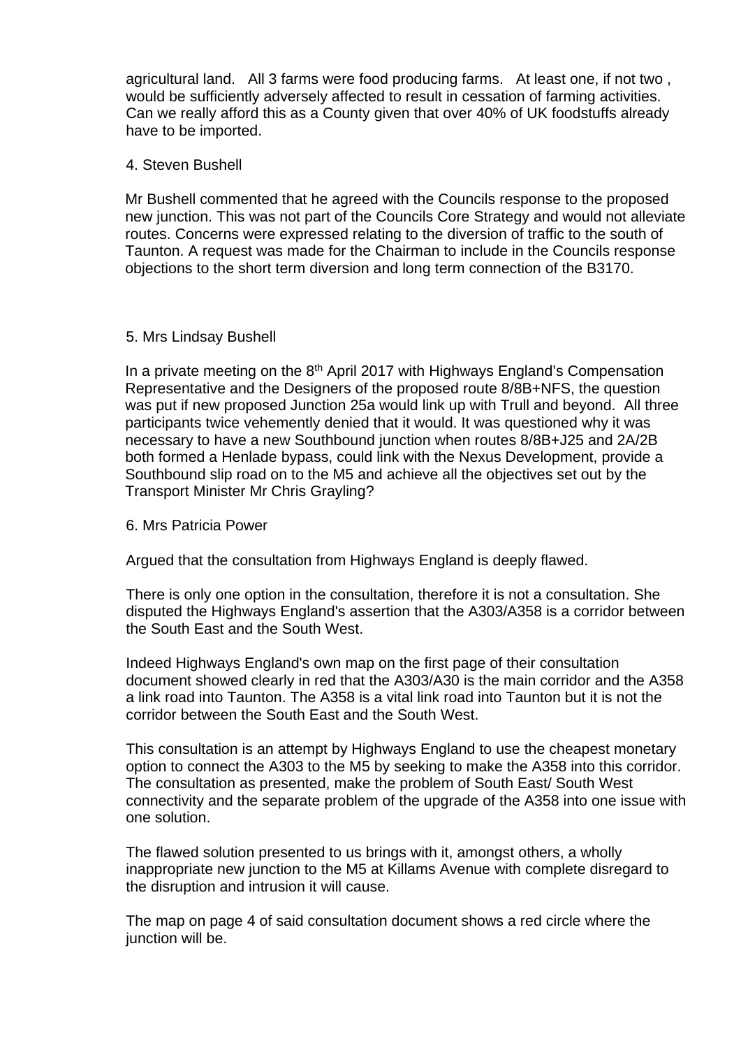agricultural land. All 3 farms were food producing farms. At least one, if not two , would be sufficiently adversely affected to result in cessation of farming activities. Can we really afford this as a County given that over 40% of UK foodstuffs already have to be imported.

4. Steven Bushell

Mr Bushell commented that he agreed with the Councils response to the proposed new junction. This was not part of the Councils Core Strategy and would not alleviate routes. Concerns were expressed relating to the diversion of traffic to the south of Taunton. A request was made for the Chairman to include in the Councils response objections to the short term diversion and long term connection of the B3170.

5. Mrs Lindsay Bushell

In a private meeting on the 8th April 2017 with Highways England's Compensation Representative and the Designers of the proposed route 8/8B+NFS, the question was put if new proposed Junction 25a would link up with Trull and beyond. All three participants twice vehemently denied that it would. It was questioned why it was necessary to have a new Southbound junction when routes 8/8B+J25 and 2A/2B both formed a Henlade bypass, could link with the Nexus Development, provide a Southbound slip road on to the M5 and achieve all the objectives set out by the Transport Minister Mr Chris Grayling?

6. Mrs Patricia Power

Argued that the consultation from Highways England is deeply flawed.

There is only one option in the consultation, therefore it is not a consultation. She disputed the Highways England's assertion that the A303/A358 is a corridor between the South East and the South West.

Indeed Highways England's own map on the first page of their consultation document showed clearly in red that the A303/A30 is the main corridor and the A358 a link road into Taunton. The A358 is a vital link road into Taunton but it is not the corridor between the South East and the South West.

This consultation is an attempt by Highways England to use the cheapest monetary option to connect the A303 to the M5 by seeking to make the A358 into this corridor. The consultation as presented, make the problem of South East/ South West connectivity and the separate problem of the upgrade of the A358 into one issue with one solution.

The flawed solution presented to us brings with it, amongst others, a wholly inappropriate new junction to the M5 at Killams Avenue with complete disregard to the disruption and intrusion it will cause.

The map on page 4 of said consultation document shows a red circle where the junction will be.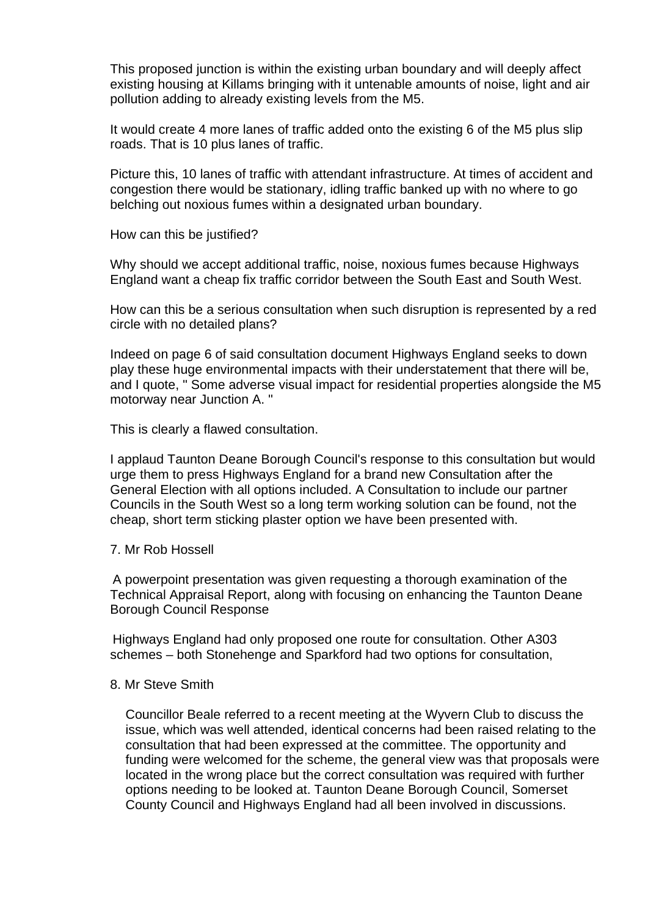This proposed junction is within the existing urban boundary and will deeply affect existing housing at Killams bringing with it untenable amounts of noise, light and air pollution adding to already existing levels from the M5.

It would create 4 more lanes of traffic added onto the existing 6 of the M5 plus slip roads. That is 10 plus lanes of traffic.

Picture this, 10 lanes of traffic with attendant infrastructure. At times of accident and congestion there would be stationary, idling traffic banked up with no where to go belching out noxious fumes within a designated urban boundary.

How can this be justified?

Why should we accept additional traffic, noise, noxious fumes because Highways England want a cheap fix traffic corridor between the South East and South West.

How can this be a serious consultation when such disruption is represented by a red circle with no detailed plans?

Indeed on page 6 of said consultation document Highways England seeks to down play these huge environmental impacts with their understatement that there will be, and I quote, " Some adverse visual impact for residential properties alongside the M5 motorway near Junction A. "

This is clearly a flawed consultation.

I applaud Taunton Deane Borough Council's response to this consultation but would urge them to press Highways England for a brand new Consultation after the General Election with all options included. A Consultation to include our partner Councils in the South West so a long term working solution can be found, not the cheap, short term sticking plaster option we have been presented with.

7. Mr Rob Hossell

A powerpoint presentation was given requesting a thorough examination of the Technical Appraisal Report, along with focusing on enhancing the Taunton Deane Borough Council Response

Highways England had only proposed one route for consultation. Other A303 schemes – both Stonehenge and Sparkford had two options for consultation,

8. Mr Steve Smith

Councillor Beale referred to a recent meeting at the Wyvern Club to discuss the issue, which was well attended, identical concerns had been raised relating to the consultation that had been expressed at the committee. The opportunity and funding were welcomed for the scheme, the general view was that proposals were located in the wrong place but the correct consultation was required with further options needing to be looked at. Taunton Deane Borough Council, Somerset County Council and Highways England had all been involved in discussions.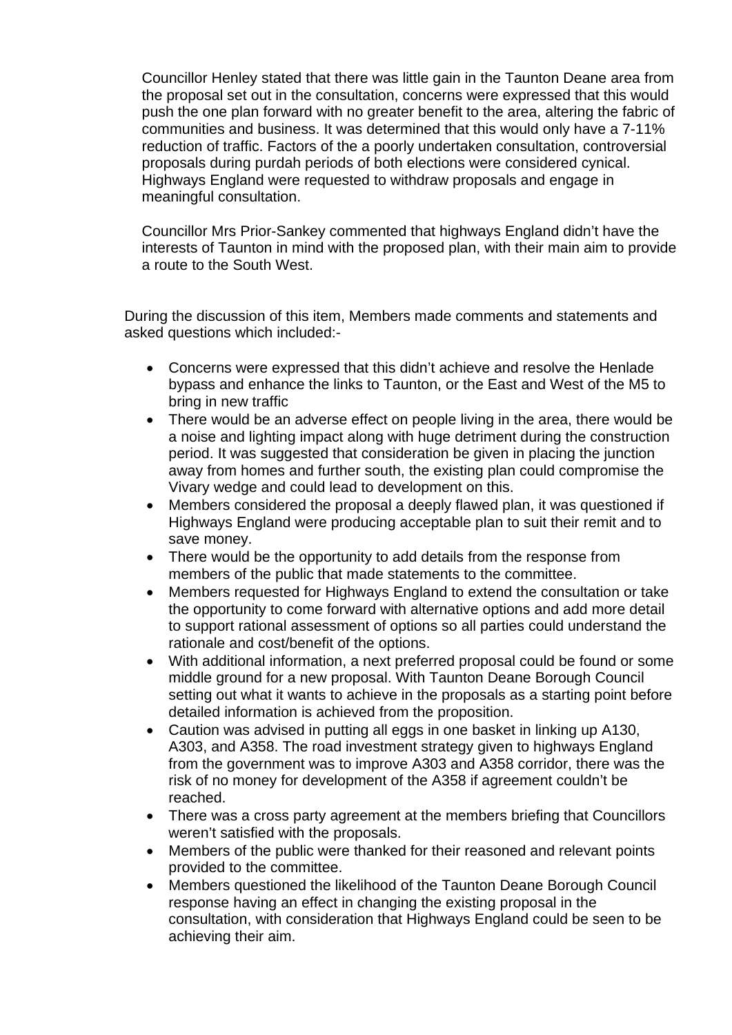Councillor Henley stated that there was little gain in the Taunton Deane area from the proposal set out in the consultation, concerns were expressed that this would push the one plan forward with no greater benefit to the area, altering the fabric of communities and business. It was determined that this would only have a 7-11% reduction of traffic. Factors of the a poorly undertaken consultation, controversial proposals during purdah periods of both elections were considered cynical. Highways England were requested to withdraw proposals and engage in meaningful consultation.

Councillor Mrs Prior-Sankey commented that highways England didn't have the interests of Taunton in mind with the proposed plan, with their main aim to provide a route to the South West.

During the discussion of this item, Members made comments and statements and asked questions which included:-

- Concerns were expressed that this didn't achieve and resolve the Henlade bypass and enhance the links to Taunton, or the East and West of the M5 to bring in new traffic
- There would be an adverse effect on people living in the area, there would be a noise and lighting impact along with huge detriment during the construction period. It was suggested that consideration be given in placing the junction away from homes and further south, the existing plan could compromise the Vivary wedge and could lead to development on this.
- Members considered the proposal a deeply flawed plan, it was questioned if Highways England were producing acceptable plan to suit their remit and to save money.
- There would be the opportunity to add details from the response from members of the public that made statements to the committee.
- Members requested for Highways England to extend the consultation or take the opportunity to come forward with alternative options and add more detail to support rational assessment of options so all parties could understand the rationale and cost/benefit of the options.
- With additional information, a next preferred proposal could be found or some middle ground for a new proposal. With Taunton Deane Borough Council setting out what it wants to achieve in the proposals as a starting point before detailed information is achieved from the proposition.
- Caution was advised in putting all eggs in one basket in linking up A130, A303, and A358. The road investment strategy given to highways England from the government was to improve A303 and A358 corridor, there was the risk of no money for development of the A358 if agreement couldn't be reached.
- There was a cross party agreement at the members briefing that Councillors weren't satisfied with the proposals.
- Members of the public were thanked for their reasoned and relevant points provided to the committee.
- Members questioned the likelihood of the Taunton Deane Borough Council response having an effect in changing the existing proposal in the consultation, with consideration that Highways England could be seen to be achieving their aim.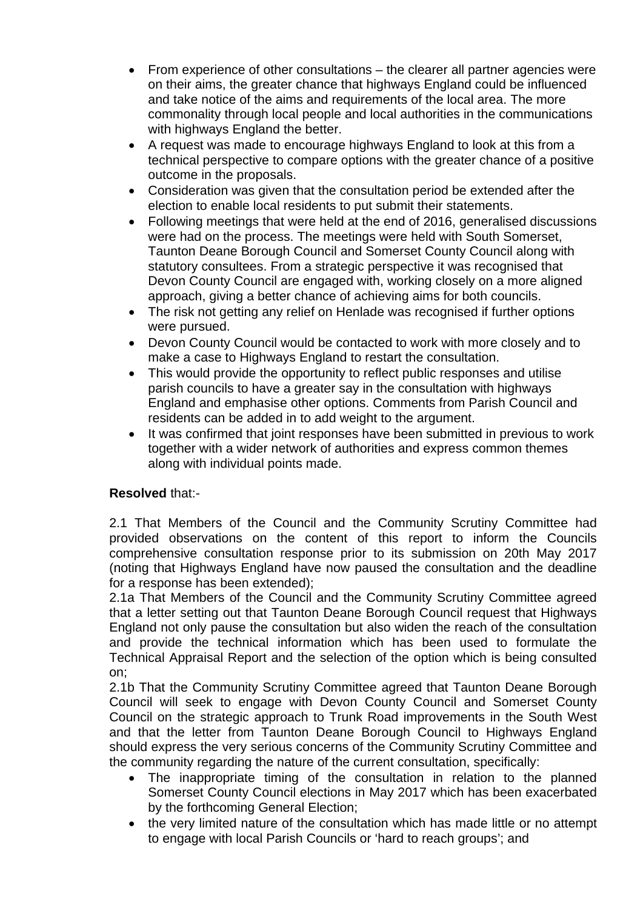- From experience of other consultations – the clearer all partner agencies were on their aims, the greater chance that highways England could be influenced and take notice of the aims and requirements of the local area. The more commonality through local people and local authorities in the communications with highways England the better.
- A request was made to encourage highways England to look at this from a technical perspective to compare options with the greater chance of a positive outcome in the proposals.
- Consideration was given that the consultation period be extended after the election to enable local residents to put submit their statements.
- Following meetings that were held at the end of 2016, generalised discussions were had on the process. The meetings were held with South Somerset, Taunton Deane Borough Council and Somerset County Council along with statutory consultees. From a strategic perspective it was recognised that Devon County Council are engaged with, working closely on a more aligned approach, giving a better chance of achieving aims for both councils.
- The risk not getting any relief on Henlade was recognised if further options were pursued.
- Devon County Council would be contacted to work with more closely and to make a case to Highways England to restart the consultation.
- This would provide the opportunity to reflect public responses and utilise parish councils to have a greater say in the consultation with highways England and emphasise other options. Comments from Parish Council and residents can be added in to add weight to the argument.
- It was confirmed that joint responses have been submitted in previous to work together with a wider network of authorities and express common themes along with individual points made.

**Resolved** that:-

2.1 That Members of the Council and the Community Scrutiny Committee had provided observations on the content of this report to inform the Councils comprehensive consultation response prior to its submission on 20th May 2017 (noting that Highways England have now paused the consultation and the deadline for a response has been extended);

2.1a That Members of the Council and the Community Scrutiny Committee agreed that a letter setting out that Taunton Deane Borough Council request that Highways England not only pause the consultation but also widen the reach of the consultation and provide the technical information which has been used to formulate the Technical Appraisal Report and the selection of the option which is being consulted on;

2.1b That the Community Scrutiny Committee agreed that Taunton Deane Borough Council will seek to engage with Devon County Council and Somerset County Council on the strategic approach to Trunk Road improvements in the South West and that the letter from Taunton Deane Borough Council to Highways England should express the very serious concerns of the Community Scrutiny Committee and the community regarding the nature of the current consultation, specifically:

- The inappropriate timing of the consultation in relation to the planned Somerset County Council elections in May 2017 which has been exacerbated by the forthcoming General Election;
- the very limited nature of the consultation which has made little or no attempt to engage with local Parish Councils or 'hard to reach groups'; and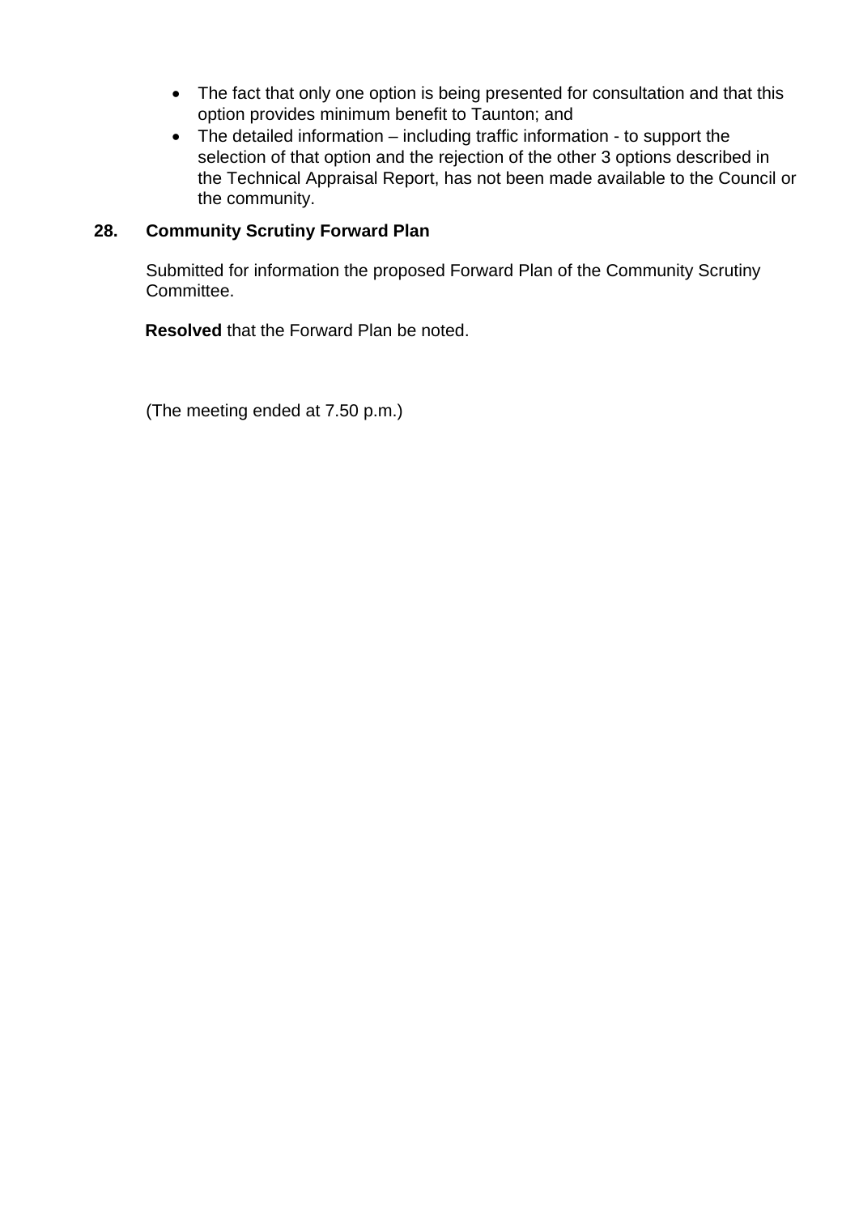- The fact that only one option is being presented for consultation and that this option provides minimum benefit to Taunton; and
- The detailed information – including traffic information - to support the selection of that option and the rejection of the other 3 options described in the Technical Appraisal Report, has not been made available to the Council or the community.

### 28. Community Scrutiny Forward Plan

Submitted for information the proposed Forward Plan of the Community Scrutiny Committee.

**Resolved** that the Forward Plan be noted.

(The meeting ended at 7.50 p.m.)